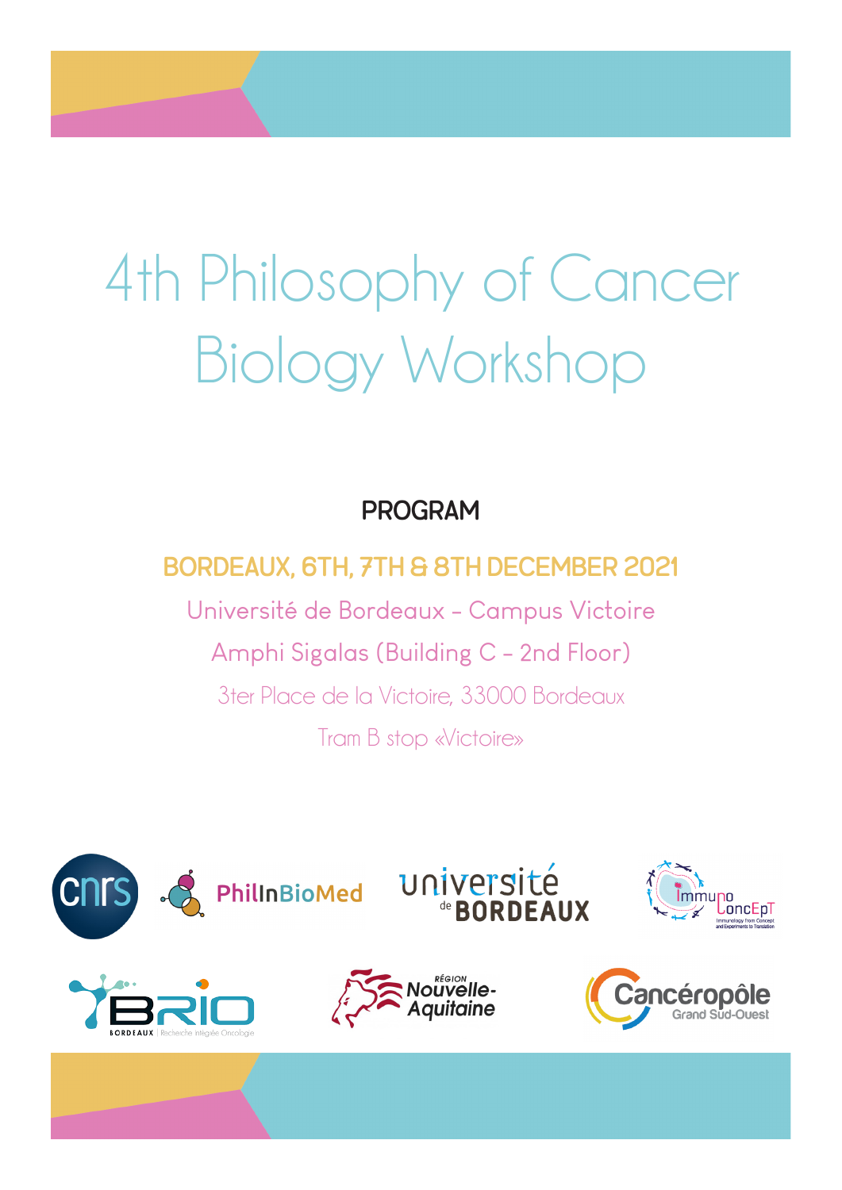# 4th Philosophy of Cancer Biology Workshop

## PROGRAM

**BORDEAUX, 6TH, 7TH & 8TH DECEMBER 2021**

Université de Bordeaux – Campus Victoire

Amphi Sigalas (Building C – 2nd Floor)

3ter Place de la Victoire, 33000 Bordeaux

Tram B stop «Victoire»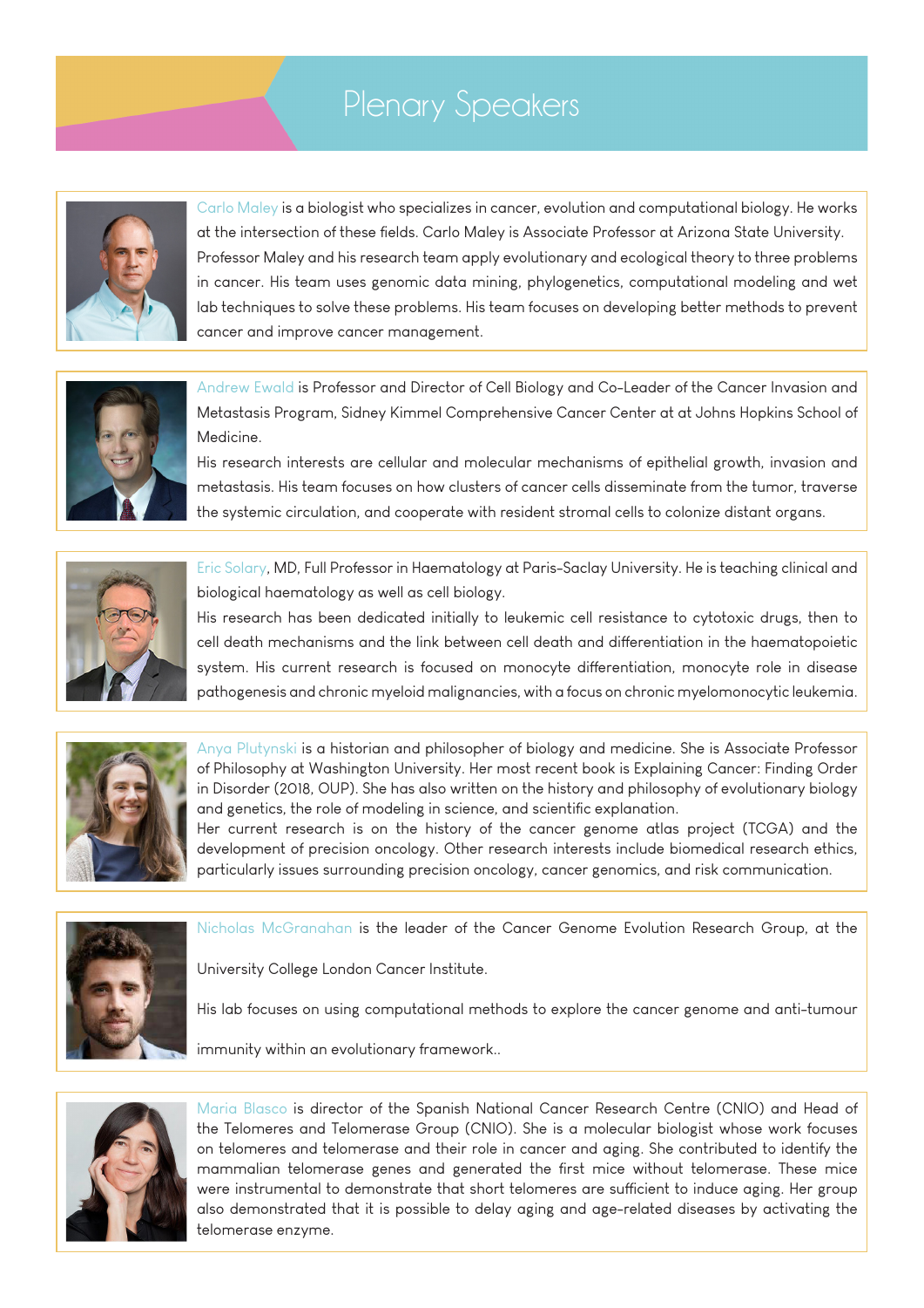# Plenary Speakers

Carlo Maley is a biologist who specializes in cancer, evolution and computational biology. He works at the intersection of these fields. Carlo Maley is Associate Professor at Arizona State University. Professor Maley and his research team apply evolutionary and ecological theory to three problems in cancer. His team uses genomic data mining, phylogenetics, computational modeling and wet lab techniques to solve these problems. His team focuses on developing better methods to prevent cancer and improve cancer management.

Andrew Ewald is Professor and Director of Cell Biology and Co-Leader of the Cancer Invasion and Metastasis Program, Sidney Kimmel Comprehensive Cancer Center at at Johns Hopkins School of Medicine.

His research interests are cellular and molecular mechanisms of epithelial growth, invasion and metastasis. His team focuses on how clusters of cancer cells disseminate from the tumor, traverse the systemic circulation, and cooperate with resident stromal cells to colonize distant organs.

Eric Solary, MD, Full Professor in Haematology at Paris-Saclay University. He is teaching clinical and biological haematology as well as cell biology.

His research has been dedicated initially to leukemic cell resistance to cytotoxic drugs, then to cell death mechanisms and the link between cell death and differentiation in the haematopoietic system. His current research is focused on monocyte differentiation, monocyte role in disease pathogenesis and chronic myeloid malignancies, with a focus on chronic myelomonocytic leukemia.

Anya Plutynski is a historian and philosopher of biology and medicine. She is Associate Professor of Philosophy at Washington University. Her most recent book is Explaining Cancer: Finding Order in Disorder (2018, OUP). She has also written on the history and philosophy of evolutionary biology and genetics, the role of modeling in science, and scientific explanation.

Her current research is on the history of the cancer genome atlas project (TCGA) and the development of precision oncology. Other research interests include biomedical research ethics, particularly issues surrounding precision oncology, cancer genomics, and risk communication.

Nicholas McGranahan is the leader of the Cancer Genome Evolution Research Group, at the University College London Cancer Institute.

His lab focuses on using computational methods to explore the cancer genome and anti-tumour immunity within an evolutionary framework..

Maria Blasco is director of the Spanish National Cancer Research Centre (CNIO) and Head of the Telomeres and Telomerase Group (CNIO). She is a molecular biologist whose work focuses on telomeres and telomerase and their role in cancer and aging. She contributed to identify the mammalian telomerase genes and generated the first mice without telomerase. These mice were instrumental to demonstrate that short telomeres are sufficient to induce aging. Her group also demonstrated that it is possible to delay aging and age-related diseases by activating the telomerase enzyme.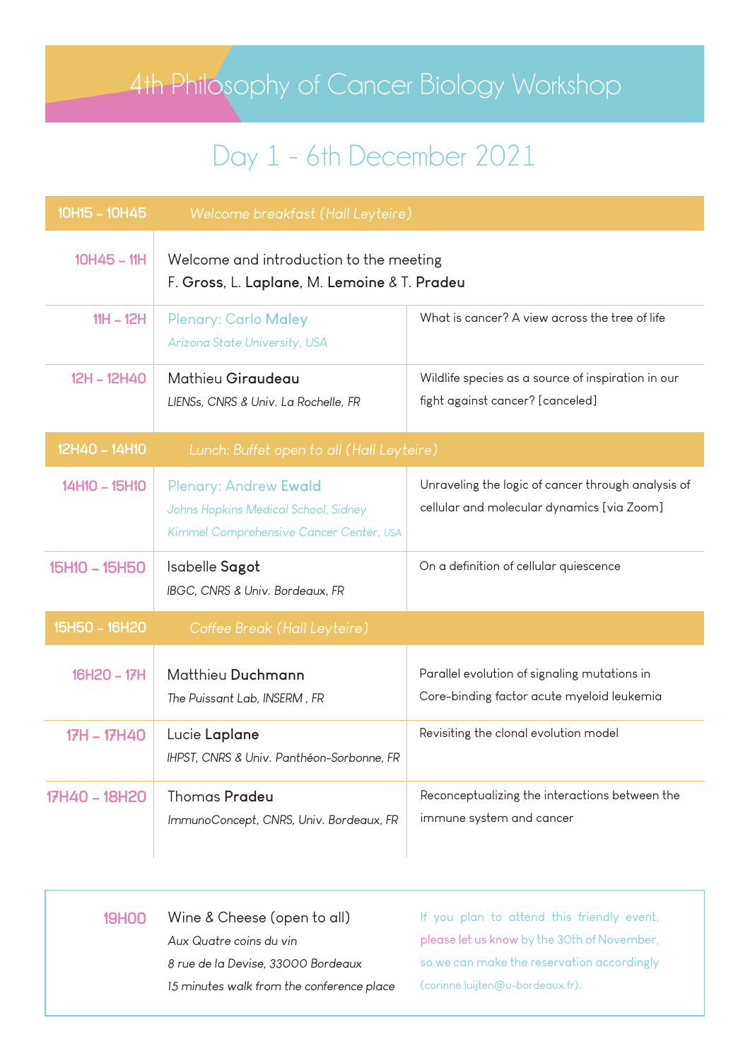# 4th Philosophy of Cancer Biology Workshop

## Day 1 - 6th December 2021

| Time | Speaker | Title |
|---|---|---|
| 10H15 – 10H45 | *Welcome breakfast (Hall Leyteire)* | |
| 10H45 – 11H | Welcome and introduction to the meeting<br>F. **Gross**, L. **Laplane**, M. **Lemoine** & T. **Pradeu** | |
| 11H – 12H | Plenary: Carlo **Maley**<br>*Arizona State University, USA* | What is cancer? A view across the tree of life |
| 12H – 12H40 | Mathieu **Giraudeau**<br>*LIENSs, CNRS & Univ. La Rochelle, FR* | Wildlife species as a source of inspiration in our fight against cancer? [canceled] |
| 12H40 – 14H10 | *Lunch: Buffet open to all (Hall Leyteire)* | |
| 14H10 – 15H10 | Plenary: Andrew **Ewald**<br>*Johns Hopkins Medical School, Sidney Kimmel Comprehensive Cancer Center, USA* | Unraveling the logic of cancer through analysis of cellular and molecular dynamics [via Zoom] |
| 15H10 – 15H50 | Isabelle **Sagot**<br>*IBGC, CNRS & Univ. Bordeaux, FR* | On a definition of cellular quiescence |
| 15H50 – 16H20 | *Coffee Break (Hall Leyteire)* | |
| 16H20 – 17H | Matthieu **Duchmann**<br>*The Puissant Lab, INSERM , FR* | Parallel evolution of signaling mutations in Core-binding factor acute myeloid leukemia |
| 17H – 17H40 | Lucie **Laplane**<br>*IHPST, CNRS & Univ. Panthéon-Sorbonne, FR* | Revisiting the clonal evolution model |
| 17H40 – 18H20 | Thomas **Pradeu**<br>*ImmunoConcept, CNRS, Univ. Bordeaux, FR* | Reconceptualizing the interactions between the immune system and cancer |

**19H00** Wine & Cheese (open to all)
*Aux Quatre coins du vin*
*8 rue de la Devise, 33000 Bordeaux*
*15 minutes walk from the conference place*

If you plan to attend this friendly event, please let us know by the 30th of November, so we can make the reservation accordingly (corinne.luijten@u-bordeaux.fr).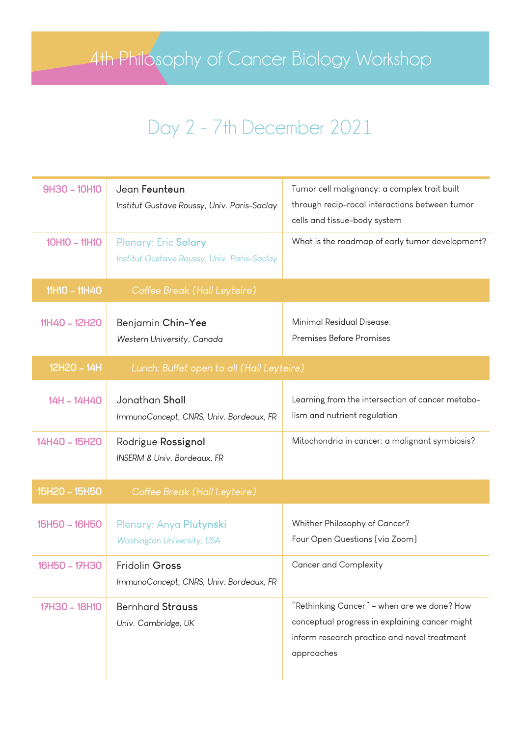# 4th Philosophy of Cancer Biology Workshop

## Day 2 - 7th December 2021

| Time | Speaker | Title |
| --- | --- | --- |
| 9H30 – 10H10 | Jean **Feunteun**<br>*Institut Gustave Roussy, Univ. Paris-Saclay* | Tumor cell malignancy: a complex trait built through recip-rocal interactions between tumor cells and tissue-body system |
| 10H10 – 11H10 | Plenary: Eric **Solary**<br>*Institut Gustave Roussy, Univ. Paris-Saclay* | What is the roadmap of early tumor development? |
| 11H10 – 11H40 | *Coffee Break (Hall Leyteire)* | |
| 11H40 – 12H20 | Benjamin **Chin-Yee**<br>*Western University, Canada* | Minimal Residual Disease:<br>Premises Before Promises |
| 12H20 – 14H | *Lunch: Buffet open to all (Hall Leyteire)* | |
| 14H – 14H40 | Jonathan **Sholl**<br>*ImmunoConcept, CNRS, Univ. Bordeaux, FR* | Learning from the intersection of cancer metabo-lism and nutrient regulation |
| 14H40 – 15H20 | Rodrigue **Rossignol**<br>*INSERM & Univ. Bordeaux, FR* | Mitochondria in cancer: a malignant symbiosis? |
| 15H20 – 15H50 | *Coffee Break (Hall Leyteire)* | |
| 15H50 – 16H50 | Plenary: Anya **Plutynski**<br>*Washington University, USA* | Whither Philosophy of Cancer?<br>Four Open Questions [via Zoom] |
| 16H50 – 17H30 | Fridolin **Gross**<br>*ImmunoConcept, CNRS, Univ. Bordeaux, FR* | Cancer and Complexity |
| 17H30 – 18H10 | Bernhard **Strauss**<br>*Univ. Cambridge, UK* | "Rethinking Cancer" – when are we done? How conceptual progress in explaining cancer might inform research practice and novel treatment approaches |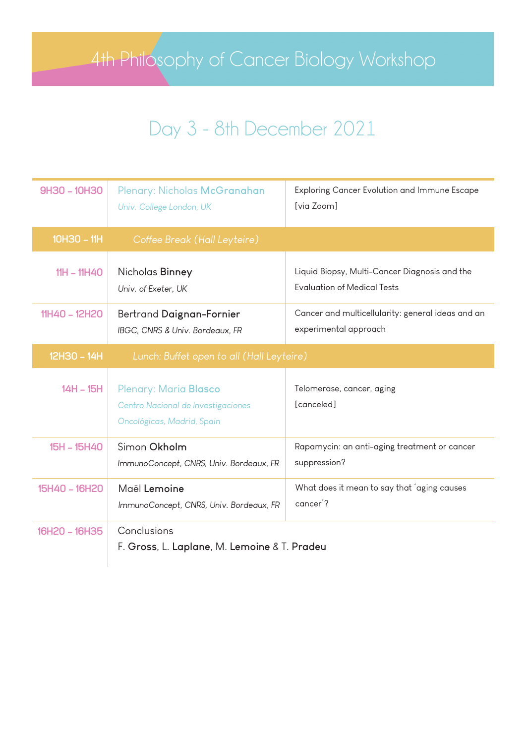# 4th Philosophy of Cancer Biology Workshop

## Day 3 - 8th December 2021

| | | |
|---|---|---|
| 9H30 – 10H30 | Plenary: Nicholas **McGranahan**<br>*Univ. College London, UK* | Exploring Cancer Evolution and Immune Escape [via Zoom] |
| 10H30 – 11H | *Coffee Break (Hall Leyteire)* | |
| 11H – 11H40 | Nicholas **Binney**<br>*Univ. of Exeter, UK* | Liquid Biopsy, Multi-Cancer Diagnosis and the Evaluation of Medical Tests |
| 11H40 – 12H20 | Bertrand **Daignan-Fornier**<br>*IBGC, CNRS & Univ. Bordeaux, FR* | Cancer and multicellularity: general ideas and an experimental approach |
| 12H30 – 14H | *Lunch: Buffet open to all (Hall Leyteire)* | |
| 14H – 15H | Plenary: Maria **Blasco**<br>*Centro Nacional de Investigaciones Oncológicas, Madrid, Spain* | Telomerase, cancer, aging [canceled] |
| 15H – 15H40 | Simon **Okholm**<br>*ImmunoConcept, CNRS, Univ. Bordeaux, FR* | Rapamycin: an anti-aging treatment or cancer suppression? |
| 15H40 – 16H20 | Maël **Lemoine**<br>*ImmunoConcept, CNRS, Univ. Bordeaux, FR* | What does it mean to say that 'aging causes cancer'? |
| 16H20 – 16H35 | Conclusions<br>F. **Gross**, L. **Laplane**, M. **Lemoine** & T. **Pradeu** | |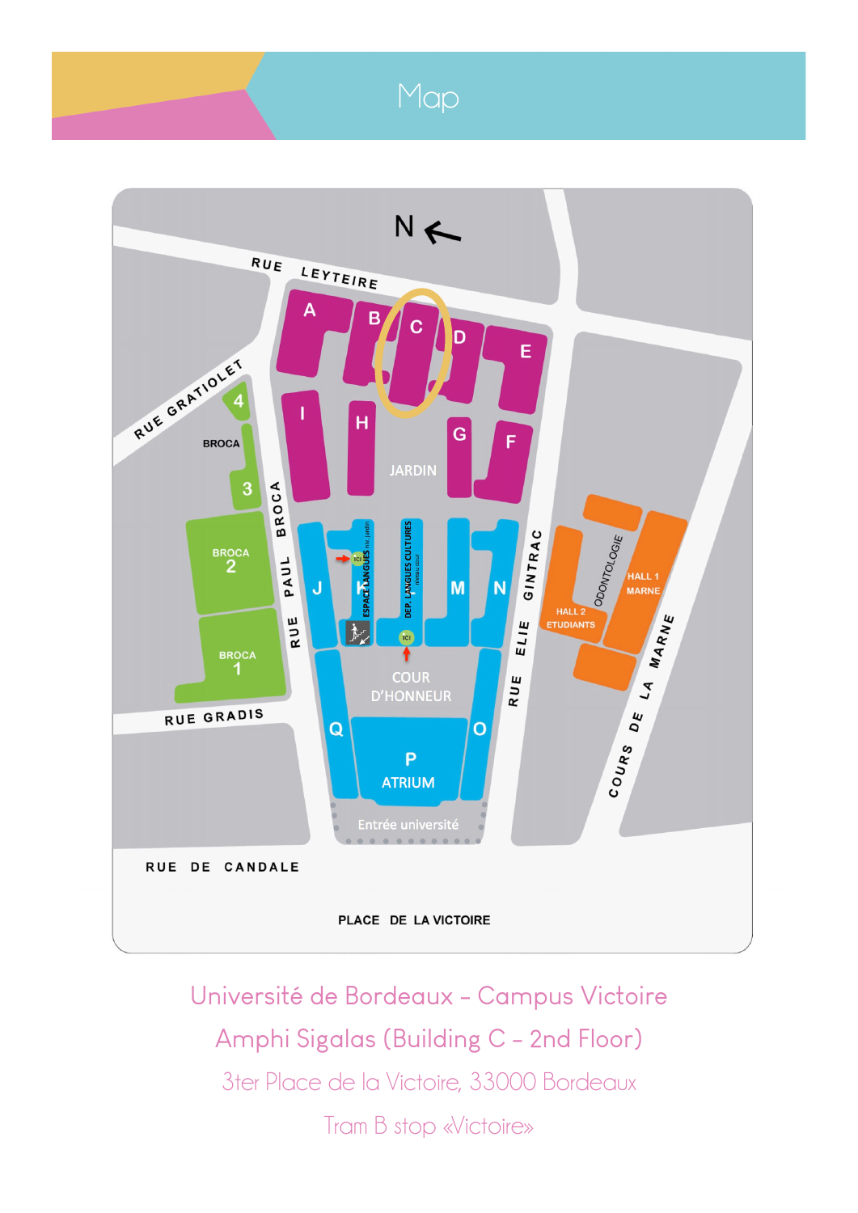# Map

Université de Bordeaux - Campus Victoire

Amphi Sigalas (Building C - 2nd Floor)

3ter Place de la Victoire, 33000 Bordeaux

Tram B stop «Victoire»